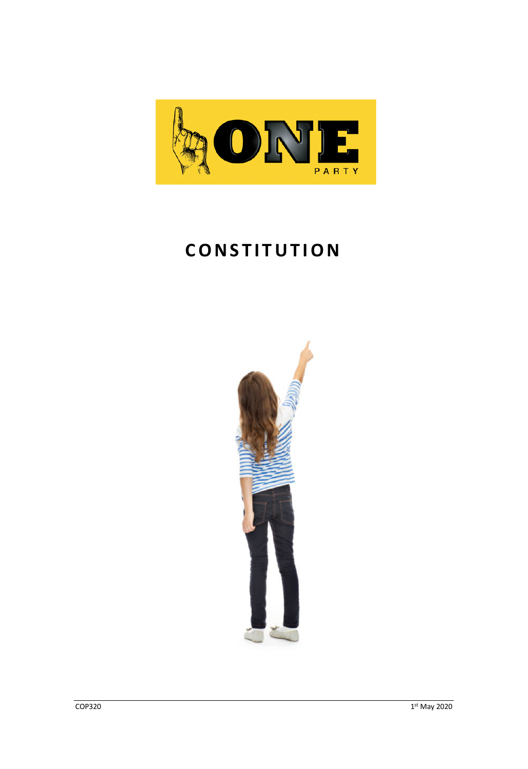ONE PARTY

# CONSTITUTION

COP320

1st May 2020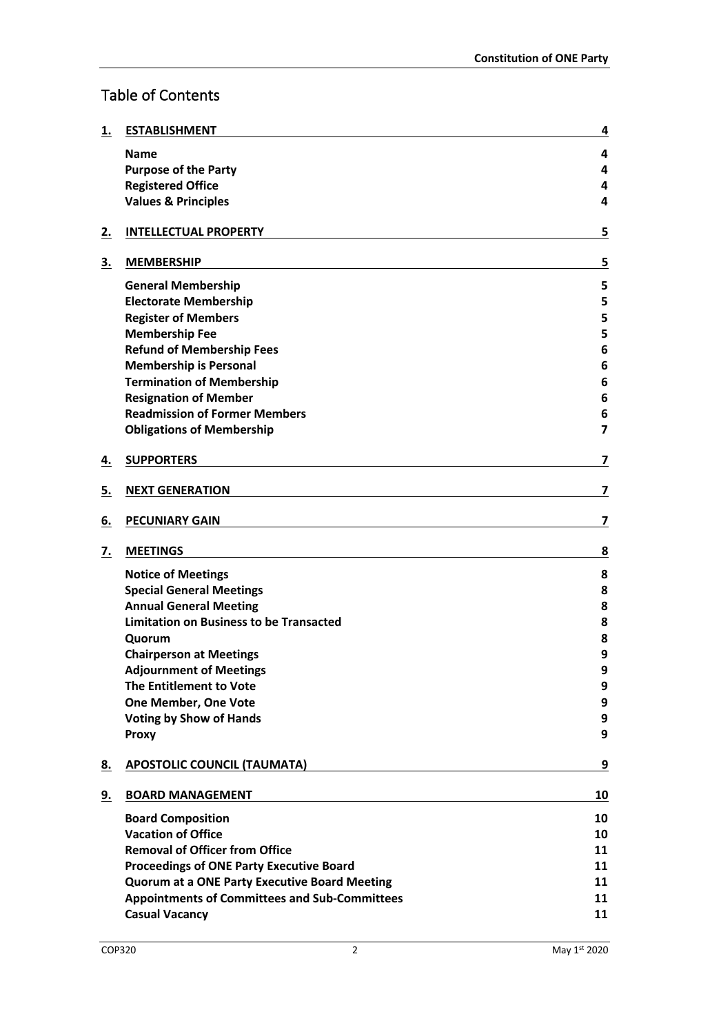# Table of Contents

| | | |
|---|---|---|
| **1.** | **ESTABLISHMENT** | **4** |
| | **Name** | **4** |
| | **Purpose of the Party** | **4** |
| | **Registered Office** | **4** |
| | **Values & Principles** | **4** |
| **2.** | **INTELLECTUAL PROPERTY** | **5** |
| **3.** | **MEMBERSHIP** | **5** |
| | **General Membership** | **5** |
| | **Electorate Membership** | **5** |
| | **Register of Members** | **5** |
| | **Membership Fee** | **5** |
| | **Refund of Membership Fees** | **6** |
| | **Membership is Personal** | **6** |
| | **Termination of Membership** | **6** |
| | **Resignation of Member** | **6** |
| | **Readmission of Former Members** | **6** |
| | **Obligations of Membership** | **7** |
| **4.** | **SUPPORTERS** | **7** |
| **5.** | **NEXT GENERATION** | **7** |
| **6.** | **PECUNIARY GAIN** | **7** |
| **7.** | **MEETINGS** | **8** |
| | **Notice of Meetings** | **8** |
| | **Special General Meetings** | **8** |
| | **Annual General Meeting** | **8** |
| | **Limitation on Business to be Transacted** | **8** |
| | **Quorum** | **8** |
| | **Chairperson at Meetings** | **9** |
| | **Adjournment of Meetings** | **9** |
| | **The Entitlement to Vote** | **9** |
| | **One Member, One Vote** | **9** |
| | **Voting by Show of Hands** | **9** |
| | **Proxy** | **9** |
| **8.** | **APOSTOLIC COUNCIL (TAUMATA)** | **9** |
| **9.** | **BOARD MANAGEMENT** | **10** |
| | **Board Composition** | **10** |
| | **Vacation of Office** | **10** |
| | **Removal of Officer from Office** | **11** |
| | **Proceedings of ONE Party Executive Board** | **11** |
| | **Quorum at a ONE Party Executive Board Meeting** | **11** |
| | **Appointments of Committees and Sub-Committees** | **11** |
| | **Casual Vacancy** | **11** |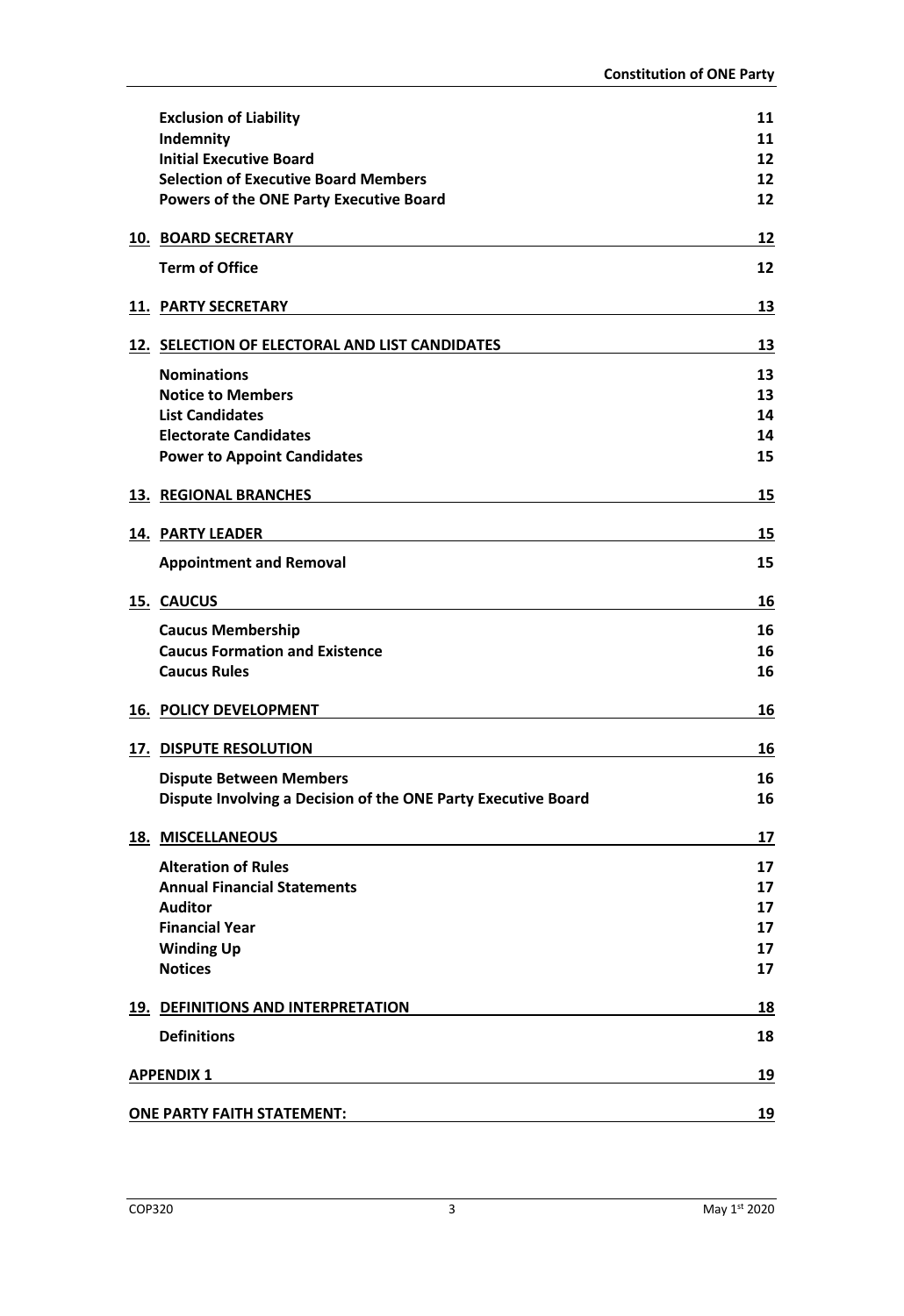| | |
|---|---|
| **Exclusion of Liability** | **11** |
| **Indemnity** | **11** |
| **Initial Executive Board** | **12** |
| **Selection of Executive Board Members** | **12** |
| **Powers of the ONE Party Executive Board** | **12** |
| **10. BOARD SECRETARY** | **12** |
| **Term of Office** | **12** |
| **11. PARTY SECRETARY** | **13** |
| **12. SELECTION OF ELECTORAL AND LIST CANDIDATES** | **13** |
| **Nominations** | **13** |
| **Notice to Members** | **13** |
| **List Candidates** | **14** |
| **Electorate Candidates** | **14** |
| **Power to Appoint Candidates** | **15** |
| **13. REGIONAL BRANCHES** | **15** |
| **14. PARTY LEADER** | **15** |
| **Appointment and Removal** | **15** |
| **15. CAUCUS** | **16** |
| **Caucus Membership** | **16** |
| **Caucus Formation and Existence** | **16** |
| **Caucus Rules** | **16** |
| **16. POLICY DEVELOPMENT** | **16** |
| **17. DISPUTE RESOLUTION** | **16** |
| **Dispute Between Members** | **16** |
| **Dispute Involving a Decision of the ONE Party Executive Board** | **16** |
| **18. MISCELLANEOUS** | **17** |
| **Alteration of Rules** | **17** |
| **Annual Financial Statements** | **17** |
| **Auditor** | **17** |
| **Financial Year** | **17** |
| **Winding Up** | **17** |
| **Notices** | **17** |
| **19. DEFINITIONS AND INTERPRETATION** | **18** |
| **Definitions** | **18** |
| **APPENDIX 1** | **19** |
| **ONE PARTY FAITH STATEMENT:** | **19** |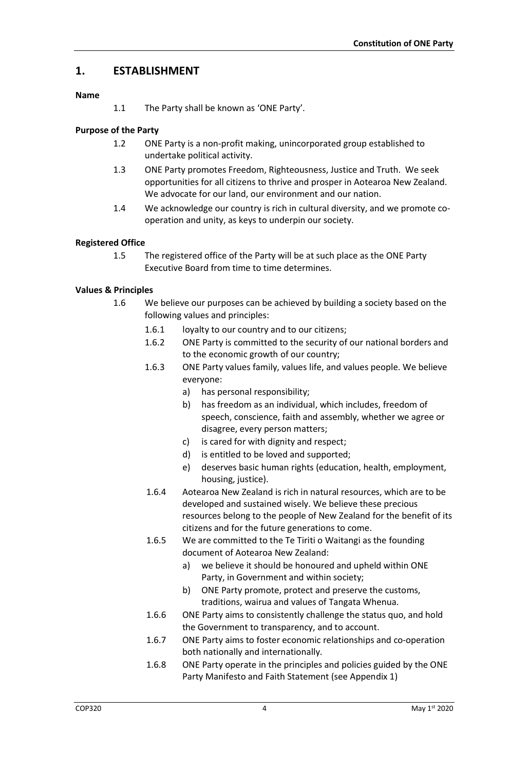## 1. ESTABLISHMENT

**Name**

1.1 The Party shall be known as 'ONE Party'.

**Purpose of the Party**

1.2 ONE Party is a non-profit making, unincorporated group established to undertake political activity.

1.3 ONE Party promotes Freedom, Righteousness, Justice and Truth. We seek opportunities for all citizens to thrive and prosper in Aotearoa New Zealand. We advocate for our land, our environment and our nation.

1.4 We acknowledge our country is rich in cultural diversity, and we promote co-operation and unity, as keys to underpin our society.

**Registered Office**

1.5 The registered office of the Party will be at such place as the ONE Party Executive Board from time to time determines.

**Values & Principles**

1.6 We believe our purposes can be achieved by building a society based on the following values and principles:

1.6.1 loyalty to our country and to our citizens;

1.6.2 ONE Party is committed to the security of our national borders and to the economic growth of our country;

1.6.3 ONE Party values family, values life, and values people. We believe everyone:

a) has personal responsibility;

b) has freedom as an individual, which includes, freedom of speech, conscience, faith and assembly, whether we agree or disagree, every person matters;

c) is cared for with dignity and respect;

d) is entitled to be loved and supported;

e) deserves basic human rights (education, health, employment, housing, justice).

1.6.4 Aotearoa New Zealand is rich in natural resources, which are to be developed and sustained wisely. We believe these precious resources belong to the people of New Zealand for the benefit of its citizens and for the future generations to come.

1.6.5 We are committed to the Te Tiriti o Waitangi as the founding document of Aotearoa New Zealand:

a) we believe it should be honoured and upheld within ONE Party, in Government and within society;

b) ONE Party promote, protect and preserve the customs, traditions, wairua and values of Tangata Whenua.

1.6.6 ONE Party aims to consistently challenge the status quo, and hold the Government to transparency, and to account.

1.6.7 ONE Party aims to foster economic relationships and co-operation both nationally and internationally.

1.6.8 ONE Party operate in the principles and policies guided by the ONE Party Manifesto and Faith Statement (see Appendix 1)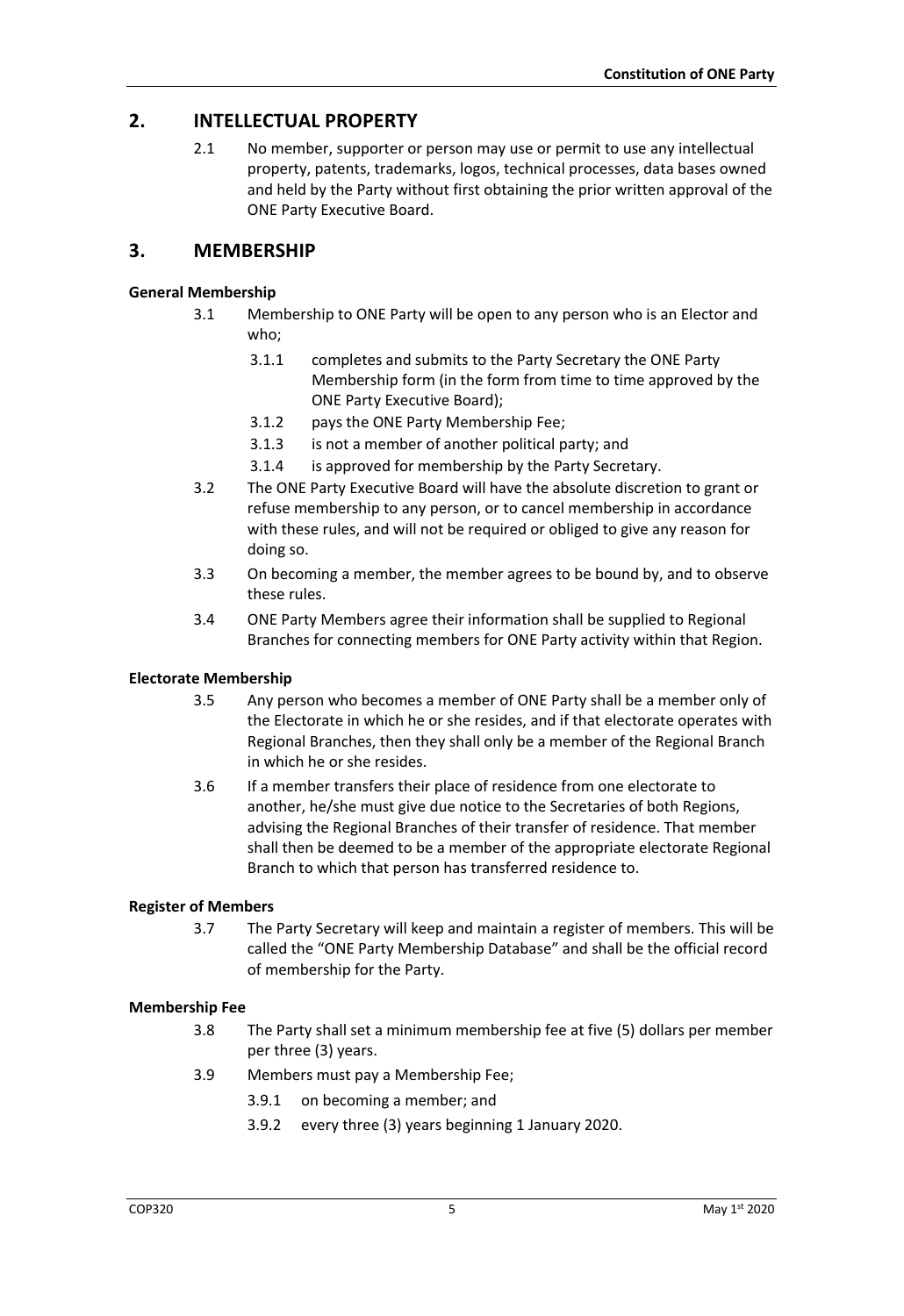## 2. INTELLECTUAL PROPERTY

2.1 No member, supporter or person may use or permit to use any intellectual property, patents, trademarks, logos, technical processes, data bases owned and held by the Party without first obtaining the prior written approval of the ONE Party Executive Board.

## 3. MEMBERSHIP

**General Membership**

3.1 Membership to ONE Party will be open to any person who is an Elector and who;

- 3.1.1 completes and submits to the Party Secretary the ONE Party Membership form (in the form from time to time approved by the ONE Party Executive Board);
- 3.1.2 pays the ONE Party Membership Fee;
- 3.1.3 is not a member of another political party; and
- 3.1.4 is approved for membership by the Party Secretary.

3.2 The ONE Party Executive Board will have the absolute discretion to grant or refuse membership to any person, or to cancel membership in accordance with these rules, and will not be required or obliged to give any reason for doing so.

3.3 On becoming a member, the member agrees to be bound by, and to observe these rules.

3.4 ONE Party Members agree their information shall be supplied to Regional Branches for connecting members for ONE Party activity within that Region.

**Electorate Membership**

3.5 Any person who becomes a member of ONE Party shall be a member only of the Electorate in which he or she resides, and if that electorate operates with Regional Branches, then they shall only be a member of the Regional Branch in which he or she resides.

3.6 If a member transfers their place of residence from one electorate to another, he/she must give due notice to the Secretaries of both Regions, advising the Regional Branches of their transfer of residence. That member shall then be deemed to be a member of the appropriate electorate Regional Branch to which that person has transferred residence to.

**Register of Members**

3.7 The Party Secretary will keep and maintain a register of members. This will be called the "ONE Party Membership Database" and shall be the official record of membership for the Party.

**Membership Fee**

3.8 The Party shall set a minimum membership fee at five (5) dollars per member per three (3) years.

3.9 Members must pay a Membership Fee;

- 3.9.1 on becoming a member; and
- 3.9.2 every three (3) years beginning 1 January 2020.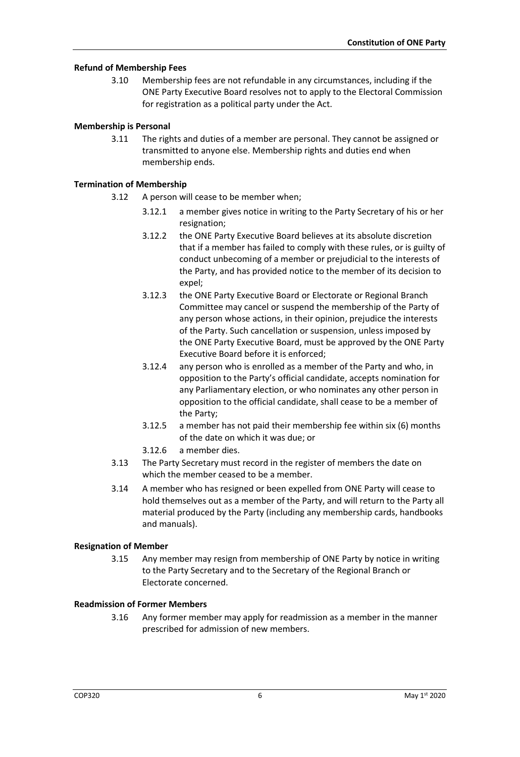**Refund of Membership Fees**

3.10 Membership fees are not refundable in any circumstances, including if the ONE Party Executive Board resolves not to apply to the Electoral Commission for registration as a political party under the Act.

**Membership is Personal**

3.11 The rights and duties of a member are personal. They cannot be assigned or transmitted to anyone else. Membership rights and duties end when membership ends.

**Termination of Membership**

3.12 A person will cease to be member when;

- 3.12.1 a member gives notice in writing to the Party Secretary of his or her resignation;
- 3.12.2 the ONE Party Executive Board believes at its absolute discretion that if a member has failed to comply with these rules, or is guilty of conduct unbecoming of a member or prejudicial to the interests of the Party, and has provided notice to the member of its decision to expel;
- 3.12.3 the ONE Party Executive Board or Electorate or Regional Branch Committee may cancel or suspend the membership of the Party of any person whose actions, in their opinion, prejudice the interests of the Party. Such cancellation or suspension, unless imposed by the ONE Party Executive Board, must be approved by the ONE Party Executive Board before it is enforced;
- 3.12.4 any person who is enrolled as a member of the Party and who, in opposition to the Party's official candidate, accepts nomination for any Parliamentary election, or who nominates any other person in opposition to the official candidate, shall cease to be a member of the Party;
- 3.12.5 a member has not paid their membership fee within six (6) months of the date on which it was due; or
- 3.12.6 a member dies.

3.13 The Party Secretary must record in the register of members the date on which the member ceased to be a member.

3.14 A member who has resigned or been expelled from ONE Party will cease to hold themselves out as a member of the Party, and will return to the Party all material produced by the Party (including any membership cards, handbooks and manuals).

**Resignation of Member**

3.15 Any member may resign from membership of ONE Party by notice in writing to the Party Secretary and to the Secretary of the Regional Branch or Electorate concerned.

**Readmission of Former Members**

3.16 Any former member may apply for readmission as a member in the manner prescribed for admission of new members.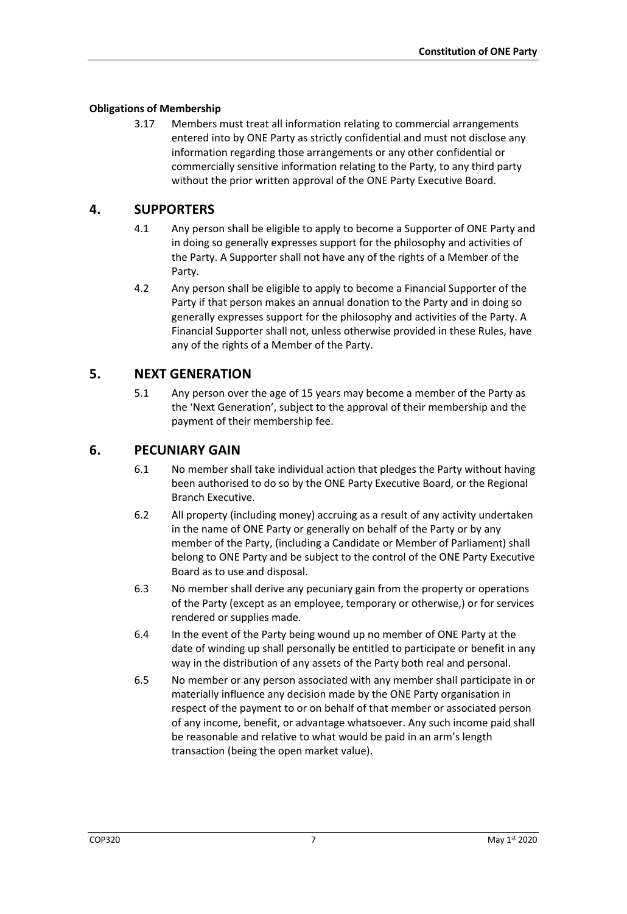**Obligations of Membership**

3.17 Members must treat all information relating to commercial arrangements entered into by ONE Party as strictly confidential and must not disclose any information regarding those arrangements or any other confidential or commercially sensitive information relating to the Party, to any third party without the prior written approval of the ONE Party Executive Board.

## 4. SUPPORTERS

4.1 Any person shall be eligible to apply to become a Supporter of ONE Party and in doing so generally expresses support for the philosophy and activities of the Party. A Supporter shall not have any of the rights of a Member of the Party.

4.2 Any person shall be eligible to apply to become a Financial Supporter of the Party if that person makes an annual donation to the Party and in doing so generally expresses support for the philosophy and activities of the Party. A Financial Supporter shall not, unless otherwise provided in these Rules, have any of the rights of a Member of the Party.

## 5. NEXT GENERATION

5.1 Any person over the age of 15 years may become a member of the Party as the 'Next Generation', subject to the approval of their membership and the payment of their membership fee.

## 6. PECUNIARY GAIN

6.1 No member shall take individual action that pledges the Party without having been authorised to do so by the ONE Party Executive Board, or the Regional Branch Executive.

6.2 All property (including money) accruing as a result of any activity undertaken in the name of ONE Party or generally on behalf of the Party or by any member of the Party, (including a Candidate or Member of Parliament) shall belong to ONE Party and be subject to the control of the ONE Party Executive Board as to use and disposal.

6.3 No member shall derive any pecuniary gain from the property or operations of the Party (except as an employee, temporary or otherwise,) or for services rendered or supplies made.

6.4 In the event of the Party being wound up no member of ONE Party at the date of winding up shall personally be entitled to participate or benefit in any way in the distribution of any assets of the Party both real and personal.

6.5 No member or any person associated with any member shall participate in or materially influence any decision made by the ONE Party organisation in respect of the payment to or on behalf of that member or associated person of any income, benefit, or advantage whatsoever. Any such income paid shall be reasonable and relative to what would be paid in an arm's length transaction (being the open market value).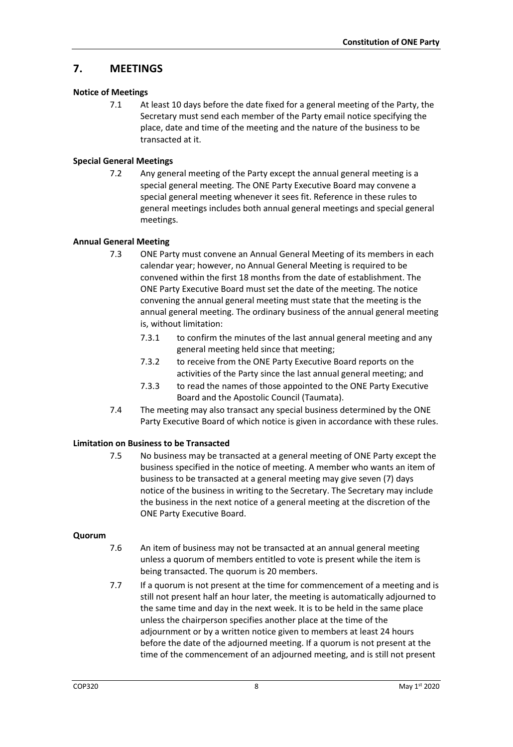## 7. MEETINGS

**Notice of Meetings**

7.1 At least 10 days before the date fixed for a general meeting of the Party, the Secretary must send each member of the Party email notice specifying the place, date and time of the meeting and the nature of the business to be transacted at it.

**Special General Meetings**

7.2 Any general meeting of the Party except the annual general meeting is a special general meeting. The ONE Party Executive Board may convene a special general meeting whenever it sees fit. Reference in these rules to general meetings includes both annual general meetings and special general meetings.

**Annual General Meeting**

7.3 ONE Party must convene an Annual General Meeting of its members in each calendar year; however, no Annual General Meeting is required to be convened within the first 18 months from the date of establishment. The ONE Party Executive Board must set the date of the meeting. The notice convening the annual general meeting must state that the meeting is the annual general meeting. The ordinary business of the annual general meeting is, without limitation:

7.3.1 to confirm the minutes of the last annual general meeting and any general meeting held since that meeting;

7.3.2 to receive from the ONE Party Executive Board reports on the activities of the Party since the last annual general meeting; and

7.3.3 to read the names of those appointed to the ONE Party Executive Board and the Apostolic Council (Taumata).

7.4 The meeting may also transact any special business determined by the ONE Party Executive Board of which notice is given in accordance with these rules.

**Limitation on Business to be Transacted**

7.5 No business may be transacted at a general meeting of ONE Party except the business specified in the notice of meeting. A member who wants an item of business to be transacted at a general meeting may give seven (7) days notice of the business in writing to the Secretary. The Secretary may include the business in the next notice of a general meeting at the discretion of the ONE Party Executive Board.

**Quorum**

7.6 An item of business may not be transacted at an annual general meeting unless a quorum of members entitled to vote is present while the item is being transacted. The quorum is 20 members.

7.7 If a quorum is not present at the time for commencement of a meeting and is still not present half an hour later, the meeting is automatically adjourned to the same time and day in the next week. It is to be held in the same place unless the chairperson specifies another place at the time of the adjournment or by a written notice given to members at least 24 hours before the date of the adjourned meeting. If a quorum is not present at the time of the commencement of an adjourned meeting, and is still not present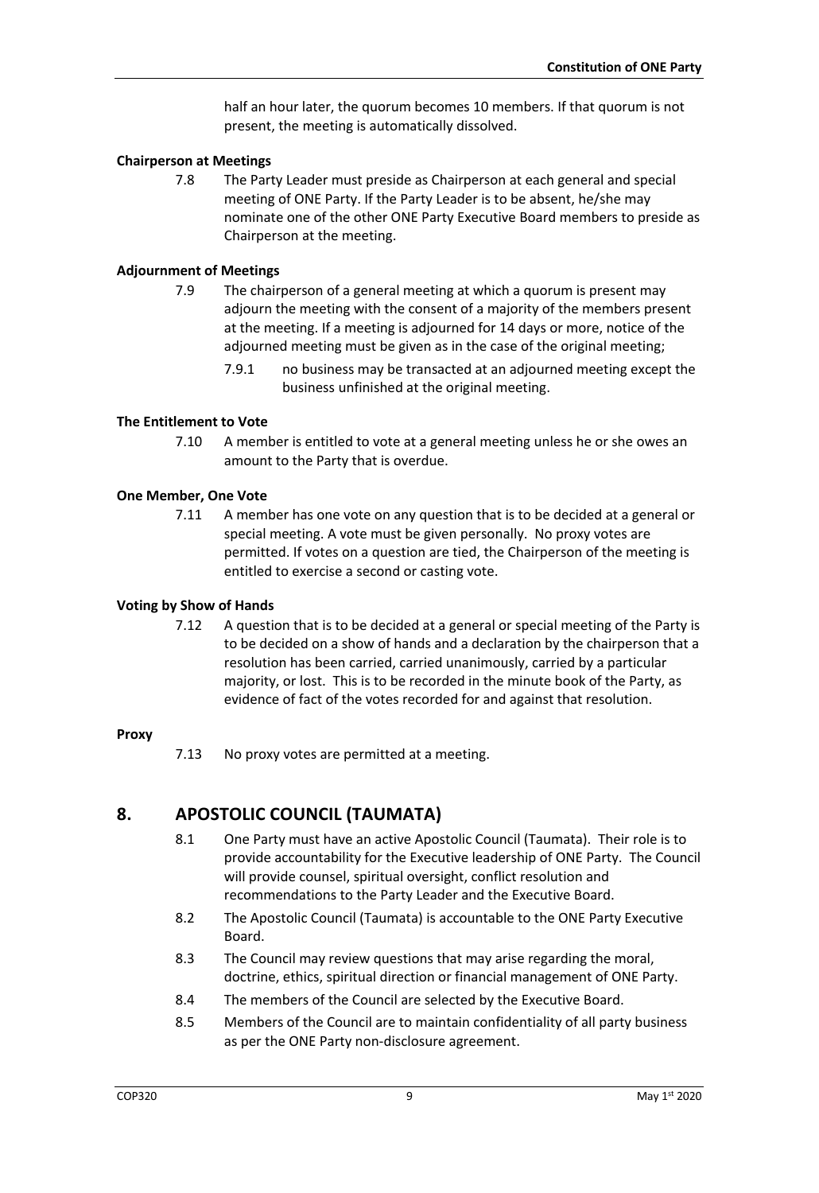half an hour later, the quorum becomes 10 members. If that quorum is not present, the meeting is automatically dissolved.

**Chairperson at Meetings**

7.8 The Party Leader must preside as Chairperson at each general and special meeting of ONE Party. If the Party Leader is to be absent, he/she may nominate one of the other ONE Party Executive Board members to preside as Chairperson at the meeting.

**Adjournment of Meetings**

7.9 The chairperson of a general meeting at which a quorum is present may adjourn the meeting with the consent of a majority of the members present at the meeting. If a meeting is adjourned for 14 days or more, notice of the adjourned meeting must be given as in the case of the original meeting;

7.9.1 no business may be transacted at an adjourned meeting except the business unfinished at the original meeting.

**The Entitlement to Vote**

7.10 A member is entitled to vote at a general meeting unless he or she owes an amount to the Party that is overdue.

**One Member, One Vote**

7.11 A member has one vote on any question that is to be decided at a general or special meeting. A vote must be given personally. No proxy votes are permitted. If votes on a question are tied, the Chairperson of the meeting is entitled to exercise a second or casting vote.

**Voting by Show of Hands**

7.12 A question that is to be decided at a general or special meeting of the Party is to be decided on a show of hands and a declaration by the chairperson that a resolution has been carried, carried unanimously, carried by a particular majority, or lost. This is to be recorded in the minute book of the Party, as evidence of fact of the votes recorded for and against that resolution.

**Proxy**

7.13 No proxy votes are permitted at a meeting.

## 8. APOSTOLIC COUNCIL (TAUMATA)

8.1 One Party must have an active Apostolic Council (Taumata). Their role is to provide accountability for the Executive leadership of ONE Party. The Council will provide counsel, spiritual oversight, conflict resolution and recommendations to the Party Leader and the Executive Board.

8.2 The Apostolic Council (Taumata) is accountable to the ONE Party Executive Board.

8.3 The Council may review questions that may arise regarding the moral, doctrine, ethics, spiritual direction or financial management of ONE Party.

8.4 The members of the Council are selected by the Executive Board.

8.5 Members of the Council are to maintain confidentiality of all party business as per the ONE Party non-disclosure agreement.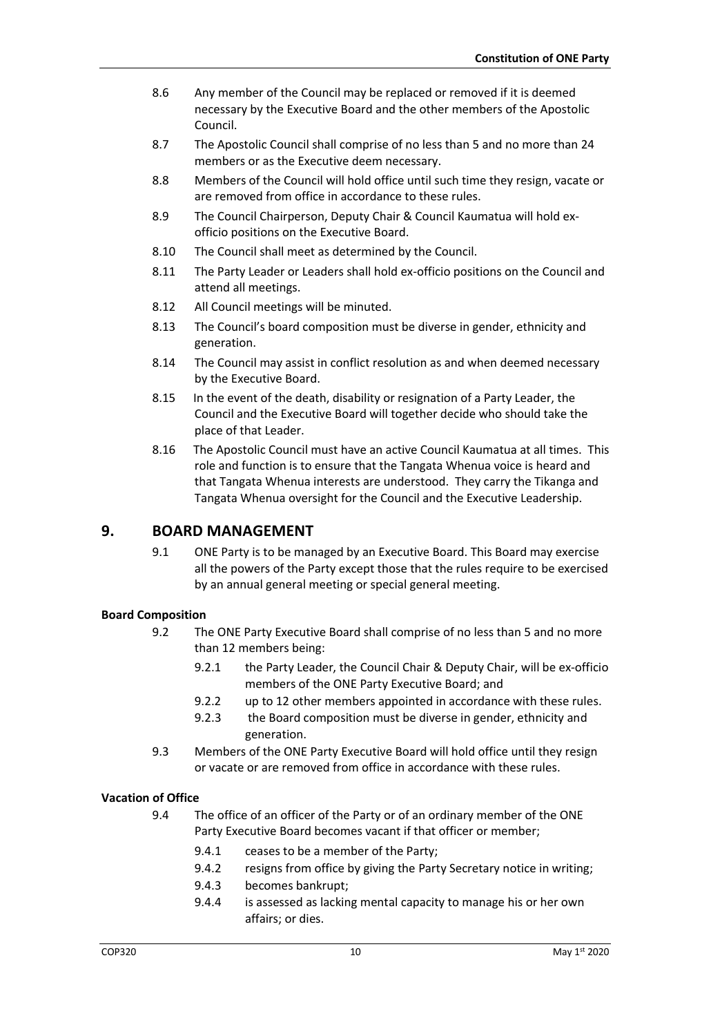8.6 Any member of the Council may be replaced or removed if it is deemed necessary by the Executive Board and the other members of the Apostolic Council.

8.7 The Apostolic Council shall comprise of no less than 5 and no more than 24 members or as the Executive deem necessary.

8.8 Members of the Council will hold office until such time they resign, vacate or are removed from office in accordance to these rules.

8.9 The Council Chairperson, Deputy Chair & Council Kaumatua will hold ex-officio positions on the Executive Board.

8.10 The Council shall meet as determined by the Council.

8.11 The Party Leader or Leaders shall hold ex-officio positions on the Council and attend all meetings.

8.12 All Council meetings will be minuted.

8.13 The Council's board composition must be diverse in gender, ethnicity and generation.

8.14 The Council may assist in conflict resolution as and when deemed necessary by the Executive Board.

8.15 In the event of the death, disability or resignation of a Party Leader, the Council and the Executive Board will together decide who should take the place of that Leader.

8.16 The Apostolic Council must have an active Council Kaumatua at all times. This role and function is to ensure that the Tangata Whenua voice is heard and that Tangata Whenua interests are understood. They carry the Tikanga and Tangata Whenua oversight for the Council and the Executive Leadership.

## 9. BOARD MANAGEMENT

9.1 ONE Party is to be managed by an Executive Board. This Board may exercise all the powers of the Party except those that the rules require to be exercised by an annual general meeting or special general meeting.

**Board Composition**

9.2 The ONE Party Executive Board shall comprise of no less than 5 and no more than 12 members being:

- 9.2.1 the Party Leader, the Council Chair & Deputy Chair, will be ex-officio members of the ONE Party Executive Board; and
- 9.2.2 up to 12 other members appointed in accordance with these rules.
- 9.2.3 the Board composition must be diverse in gender, ethnicity and generation.

9.3 Members of the ONE Party Executive Board will hold office until they resign or vacate or are removed from office in accordance with these rules.

**Vacation of Office**

9.4 The office of an officer of the Party or of an ordinary member of the ONE Party Executive Board becomes vacant if that officer or member;

- 9.4.1 ceases to be a member of the Party;
- 9.4.2 resigns from office by giving the Party Secretary notice in writing;
- 9.4.3 becomes bankrupt;
- 9.4.4 is assessed as lacking mental capacity to manage his or her own affairs; or dies.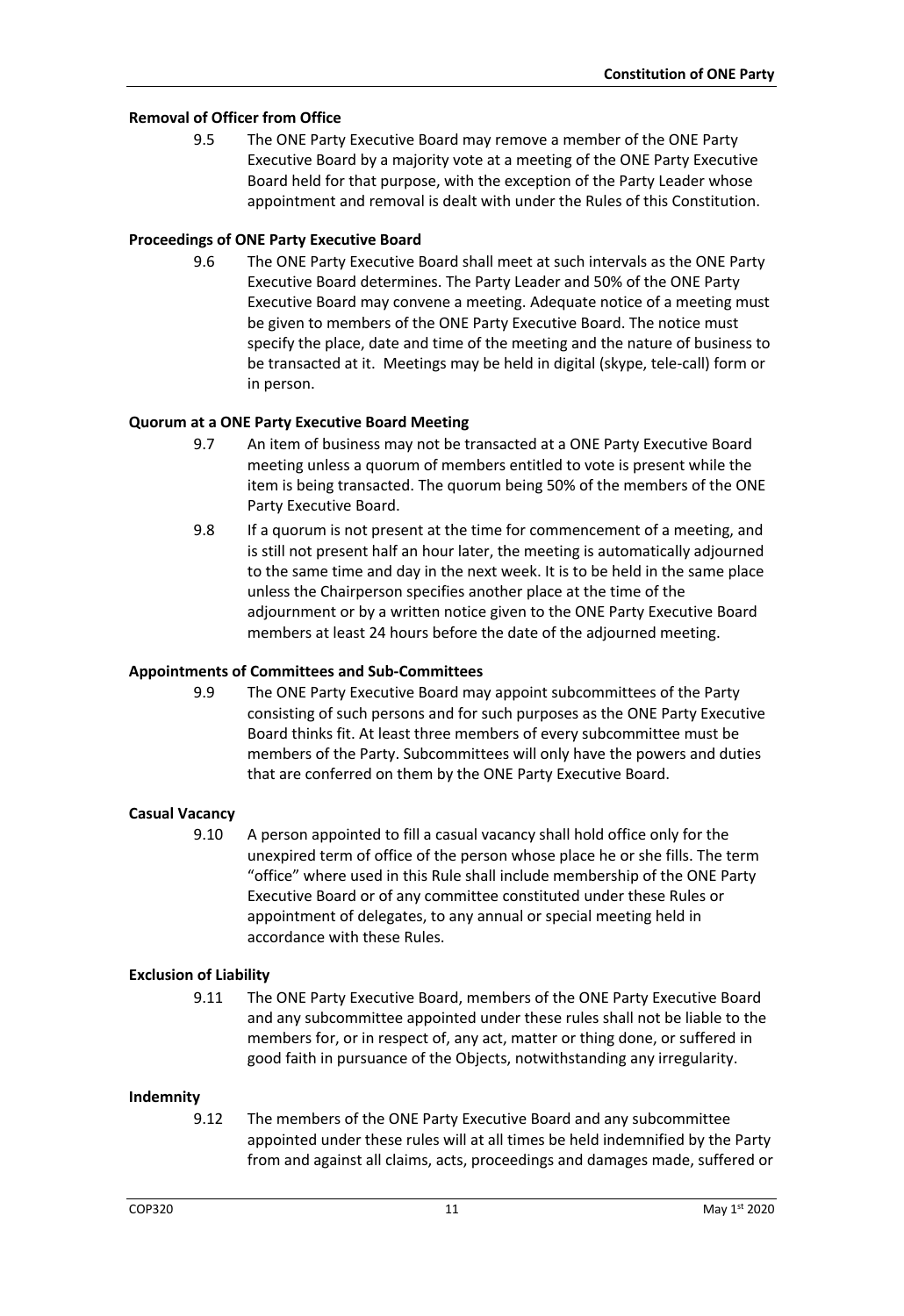**Removal of Officer from Office**

9.5 The ONE Party Executive Board may remove a member of the ONE Party Executive Board by a majority vote at a meeting of the ONE Party Executive Board held for that purpose, with the exception of the Party Leader whose appointment and removal is dealt with under the Rules of this Constitution.

**Proceedings of ONE Party Executive Board**

9.6 The ONE Party Executive Board shall meet at such intervals as the ONE Party Executive Board determines. The Party Leader and 50% of the ONE Party Executive Board may convene a meeting. Adequate notice of a meeting must be given to members of the ONE Party Executive Board. The notice must specify the place, date and time of the meeting and the nature of business to be transacted at it. Meetings may be held in digital (skype, tele-call) form or in person.

**Quorum at a ONE Party Executive Board Meeting**

9.7 An item of business may not be transacted at a ONE Party Executive Board meeting unless a quorum of members entitled to vote is present while the item is being transacted. The quorum being 50% of the members of the ONE Party Executive Board.

9.8 If a quorum is not present at the time for commencement of a meeting, and is still not present half an hour later, the meeting is automatically adjourned to the same time and day in the next week. It is to be held in the same place unless the Chairperson specifies another place at the time of the adjournment or by a written notice given to the ONE Party Executive Board members at least 24 hours before the date of the adjourned meeting.

**Appointments of Committees and Sub-Committees**

9.9 The ONE Party Executive Board may appoint subcommittees of the Party consisting of such persons and for such purposes as the ONE Party Executive Board thinks fit. At least three members of every subcommittee must be members of the Party. Subcommittees will only have the powers and duties that are conferred on them by the ONE Party Executive Board.

**Casual Vacancy**

9.10 A person appointed to fill a casual vacancy shall hold office only for the unexpired term of office of the person whose place he or she fills. The term "office" where used in this Rule shall include membership of the ONE Party Executive Board or of any committee constituted under these Rules or appointment of delegates, to any annual or special meeting held in accordance with these Rules.

**Exclusion of Liability**

9.11 The ONE Party Executive Board, members of the ONE Party Executive Board and any subcommittee appointed under these rules shall not be liable to the members for, or in respect of, any act, matter or thing done, or suffered in good faith in pursuance of the Objects, notwithstanding any irregularity.

**Indemnity**

9.12 The members of the ONE Party Executive Board and any subcommittee appointed under these rules will at all times be held indemnified by the Party from and against all claims, acts, proceedings and damages made, suffered or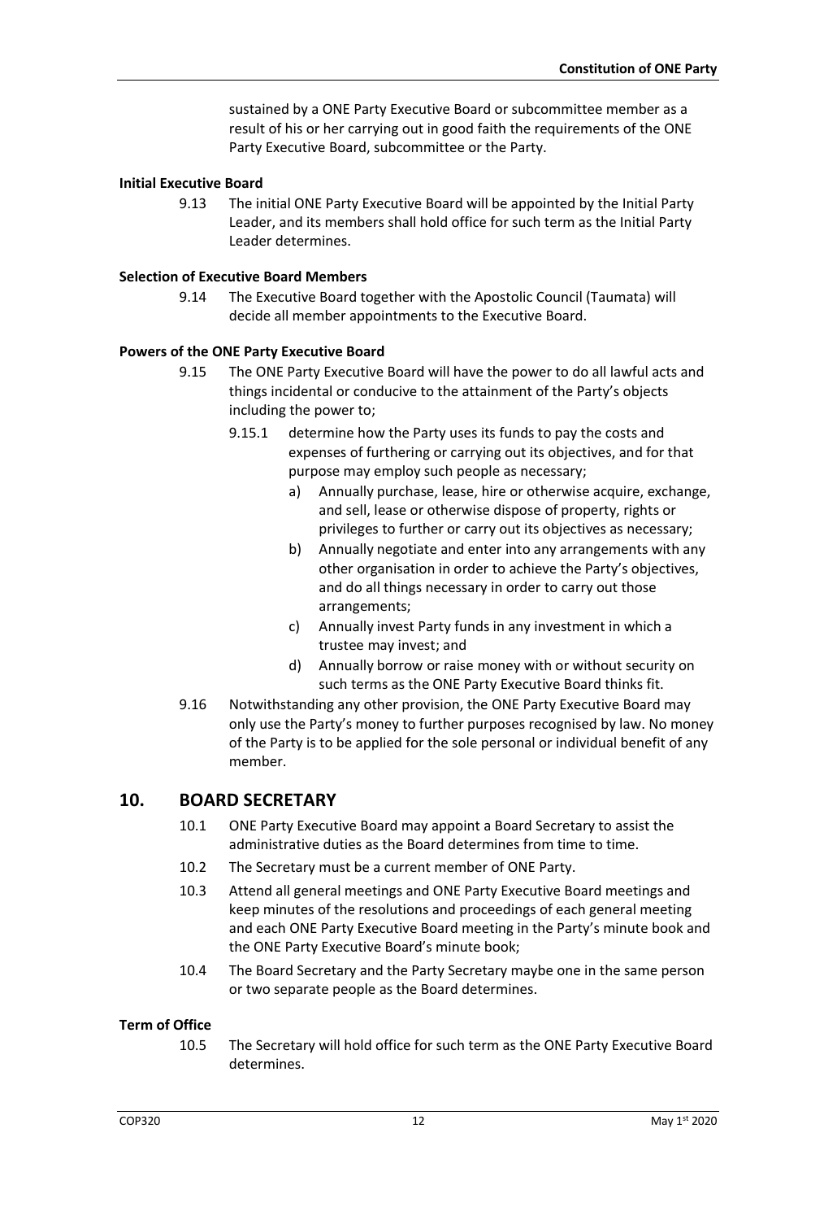sustained by a ONE Party Executive Board or subcommittee member as a result of his or her carrying out in good faith the requirements of the ONE Party Executive Board, subcommittee or the Party.

**Initial Executive Board**

9.13 The initial ONE Party Executive Board will be appointed by the Initial Party Leader, and its members shall hold office for such term as the Initial Party Leader determines.

**Selection of Executive Board Members**

9.14 The Executive Board together with the Apostolic Council (Taumata) will decide all member appointments to the Executive Board.

**Powers of the ONE Party Executive Board**

9.15 The ONE Party Executive Board will have the power to do all lawful acts and things incidental or conducive to the attainment of the Party's objects including the power to;

9.15.1 determine how the Party uses its funds to pay the costs and expenses of furthering or carrying out its objectives, and for that purpose may employ such people as necessary;

a) Annually purchase, lease, hire or otherwise acquire, exchange, and sell, lease or otherwise dispose of property, rights or privileges to further or carry out its objectives as necessary;

b) Annually negotiate and enter into any arrangements with any other organisation in order to achieve the Party's objectives, and do all things necessary in order to carry out those arrangements;

c) Annually invest Party funds in any investment in which a trustee may invest; and

d) Annually borrow or raise money with or without security on such terms as the ONE Party Executive Board thinks fit.

9.16 Notwithstanding any other provision, the ONE Party Executive Board may only use the Party's money to further purposes recognised by law. No money of the Party is to be applied for the sole personal or individual benefit of any member.

## 10. BOARD SECRETARY

10.1 ONE Party Executive Board may appoint a Board Secretary to assist the administrative duties as the Board determines from time to time.

10.2 The Secretary must be a current member of ONE Party.

10.3 Attend all general meetings and ONE Party Executive Board meetings and keep minutes of the resolutions and proceedings of each general meeting and each ONE Party Executive Board meeting in the Party's minute book and the ONE Party Executive Board's minute book;

10.4 The Board Secretary and the Party Secretary maybe one in the same person or two separate people as the Board determines.

**Term of Office**

10.5 The Secretary will hold office for such term as the ONE Party Executive Board determines.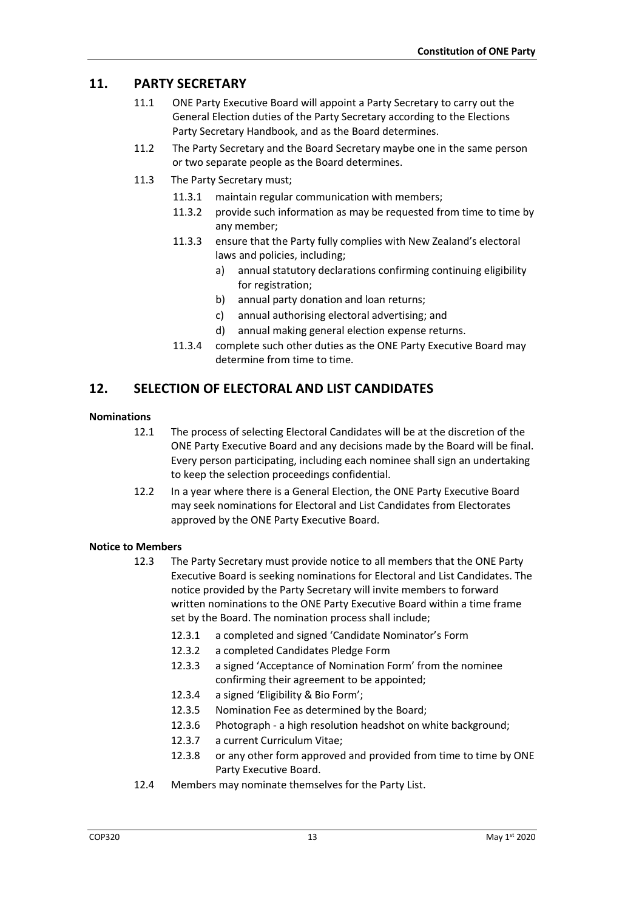## 11. PARTY SECRETARY

11.1 ONE Party Executive Board will appoint a Party Secretary to carry out the General Election duties of the Party Secretary according to the Elections Party Secretary Handbook, and as the Board determines.

11.2 The Party Secretary and the Board Secretary maybe one in the same person or two separate people as the Board determines.

11.3 The Party Secretary must;

- 11.3.1 maintain regular communication with members;
- 11.3.2 provide such information as may be requested from time to time by any member;
- 11.3.3 ensure that the Party fully complies with New Zealand's electoral laws and policies, including;
  - a) annual statutory declarations confirming continuing eligibility for registration;
  - b) annual party donation and loan returns;
  - c) annual authorising electoral advertising; and
  - d) annual making general election expense returns.
- 11.3.4 complete such other duties as the ONE Party Executive Board may determine from time to time.

## 12. SELECTION OF ELECTORAL AND LIST CANDIDATES

**Nominations**

12.1 The process of selecting Electoral Candidates will be at the discretion of the ONE Party Executive Board and any decisions made by the Board will be final. Every person participating, including each nominee shall sign an undertaking to keep the selection proceedings confidential.

12.2 In a year where there is a General Election, the ONE Party Executive Board may seek nominations for Electoral and List Candidates from Electorates approved by the ONE Party Executive Board.

**Notice to Members**

12.3 The Party Secretary must provide notice to all members that the ONE Party Executive Board is seeking nominations for Electoral and List Candidates. The notice provided by the Party Secretary will invite members to forward written nominations to the ONE Party Executive Board within a time frame set by the Board. The nomination process shall include;

- 12.3.1 a completed and signed 'Candidate Nominator's Form
- 12.3.2 a completed Candidates Pledge Form
- 12.3.3 a signed 'Acceptance of Nomination Form' from the nominee confirming their agreement to be appointed;
- 12.3.4 a signed 'Eligibility & Bio Form';
- 12.3.5 Nomination Fee as determined by the Board;
- 12.3.6 Photograph - a high resolution headshot on white background;
- 12.3.7 a current Curriculum Vitae;
- 12.3.8 or any other form approved and provided from time to time by ONE Party Executive Board.

12.4 Members may nominate themselves for the Party List.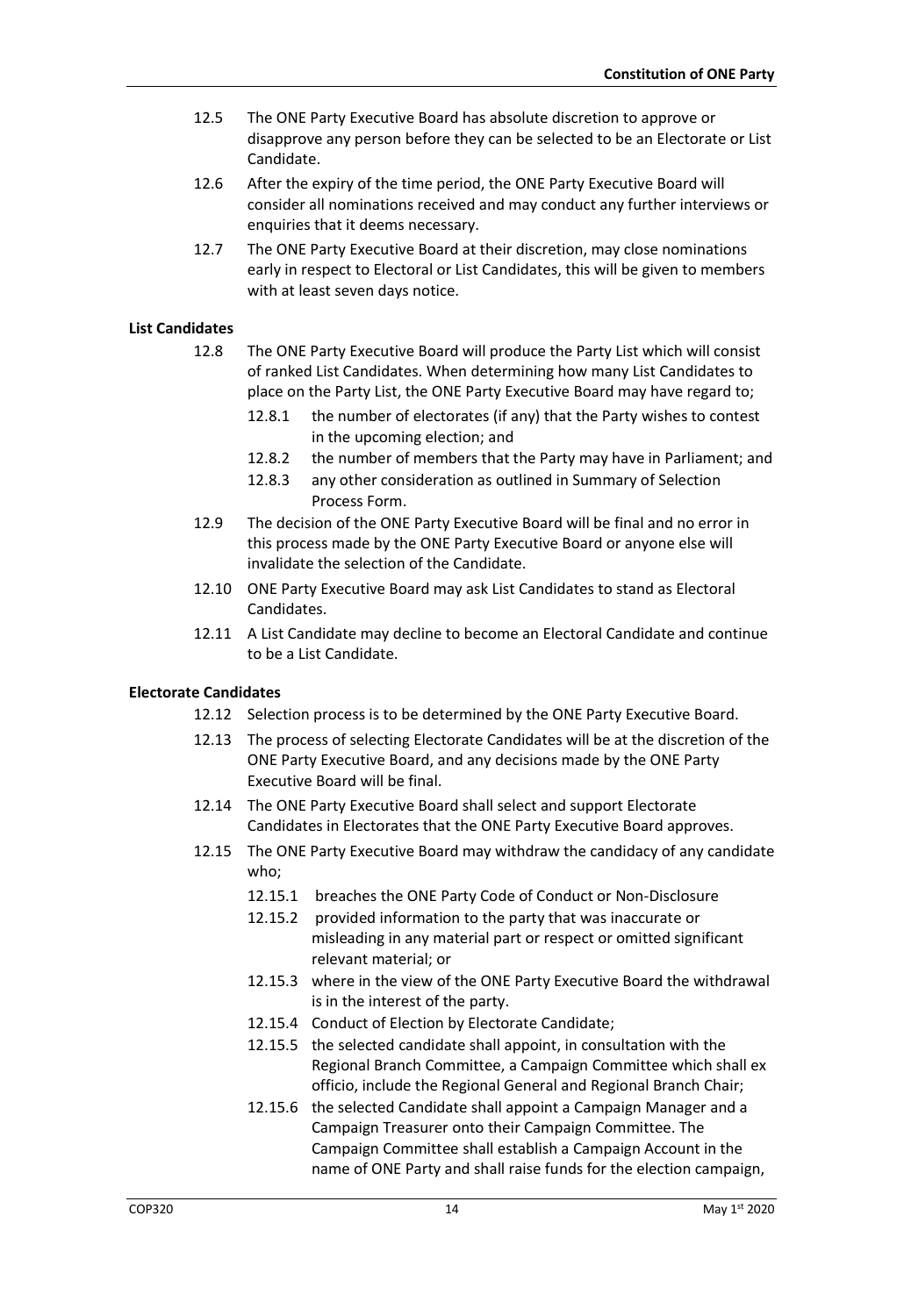12.5 The ONE Party Executive Board has absolute discretion to approve or disapprove any person before they can be selected to be an Electorate or List Candidate.

12.6 After the expiry of the time period, the ONE Party Executive Board will consider all nominations received and may conduct any further interviews or enquiries that it deems necessary.

12.7 The ONE Party Executive Board at their discretion, may close nominations early in respect to Electoral or List Candidates, this will be given to members with at least seven days notice.

**List Candidates**

12.8 The ONE Party Executive Board will produce the Party List which will consist of ranked List Candidates. When determining how many List Candidates to place on the Party List, the ONE Party Executive Board may have regard to;

- 12.8.1 the number of electorates (if any) that the Party wishes to contest in the upcoming election; and
- 12.8.2 the number of members that the Party may have in Parliament; and
- 12.8.3 any other consideration as outlined in Summary of Selection Process Form.

12.9 The decision of the ONE Party Executive Board will be final and no error in this process made by the ONE Party Executive Board or anyone else will invalidate the selection of the Candidate.

12.10 ONE Party Executive Board may ask List Candidates to stand as Electoral Candidates.

12.11 A List Candidate may decline to become an Electoral Candidate and continue to be a List Candidate.

**Electorate Candidates**

12.12 Selection process is to be determined by the ONE Party Executive Board.

12.13 The process of selecting Electorate Candidates will be at the discretion of the ONE Party Executive Board, and any decisions made by the ONE Party Executive Board will be final.

12.14 The ONE Party Executive Board shall select and support Electorate Candidates in Electorates that the ONE Party Executive Board approves.

12.15 The ONE Party Executive Board may withdraw the candidacy of any candidate who;

- 12.15.1 breaches the ONE Party Code of Conduct or Non-Disclosure
- 12.15.2 provided information to the party that was inaccurate or misleading in any material part or respect or omitted significant relevant material; or
- 12.15.3 where in the view of the ONE Party Executive Board the withdrawal is in the interest of the party.
- 12.15.4 Conduct of Election by Electorate Candidate;
- 12.15.5 the selected candidate shall appoint, in consultation with the Regional Branch Committee, a Campaign Committee which shall ex officio, include the Regional General and Regional Branch Chair;
- 12.15.6 the selected Candidate shall appoint a Campaign Manager and a Campaign Treasurer onto their Campaign Committee. The Campaign Committee shall establish a Campaign Account in the name of ONE Party and shall raise funds for the election campaign,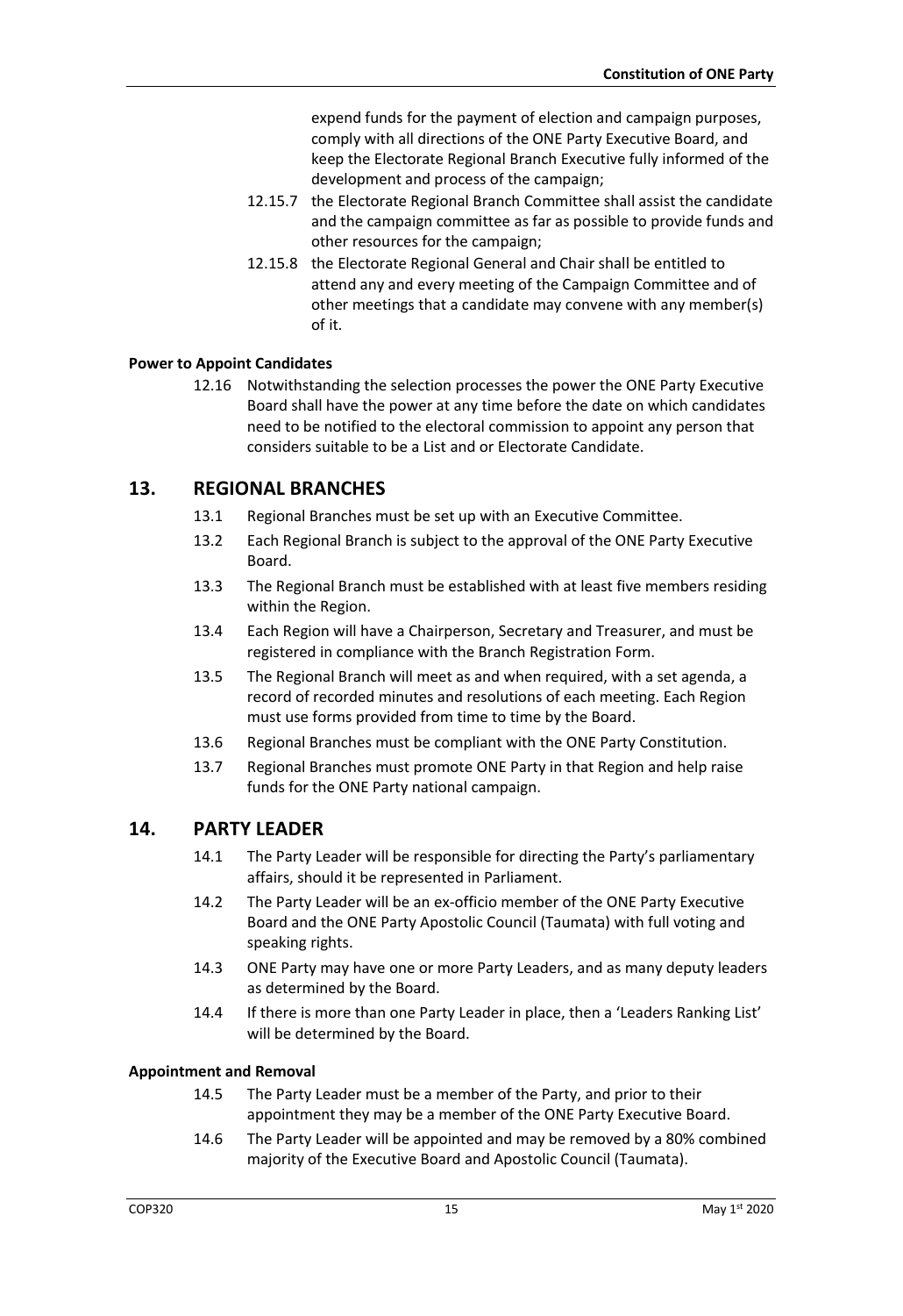expend funds for the payment of election and campaign purposes, comply with all directions of the ONE Party Executive Board, and keep the Electorate Regional Branch Executive fully informed of the development and process of the campaign;

12.15.7 the Electorate Regional Branch Committee shall assist the candidate and the campaign committee as far as possible to provide funds and other resources for the campaign;

12.15.8 the Electorate Regional General and Chair shall be entitled to attend any and every meeting of the Campaign Committee and of other meetings that a candidate may convene with any member(s) of it.

**Power to Appoint Candidates**

12.16 Notwithstanding the selection processes the power the ONE Party Executive Board shall have the power at any time before the date on which candidates need to be notified to the electoral commission to appoint any person that considers suitable to be a List and or Electorate Candidate.

## 13. REGIONAL BRANCHES

13.1 Regional Branches must be set up with an Executive Committee.

13.2 Each Regional Branch is subject to the approval of the ONE Party Executive Board.

13.3 The Regional Branch must be established with at least five members residing within the Region.

13.4 Each Region will have a Chairperson, Secretary and Treasurer, and must be registered in compliance with the Branch Registration Form.

13.5 The Regional Branch will meet as and when required, with a set agenda, a record of recorded minutes and resolutions of each meeting. Each Region must use forms provided from time to time by the Board.

13.6 Regional Branches must be compliant with the ONE Party Constitution.

13.7 Regional Branches must promote ONE Party in that Region and help raise funds for the ONE Party national campaign.

## 14. PARTY LEADER

14.1 The Party Leader will be responsible for directing the Party's parliamentary affairs, should it be represented in Parliament.

14.2 The Party Leader will be an ex-officio member of the ONE Party Executive Board and the ONE Party Apostolic Council (Taumata) with full voting and speaking rights.

14.3 ONE Party may have one or more Party Leaders, and as many deputy leaders as determined by the Board.

14.4 If there is more than one Party Leader in place, then a 'Leaders Ranking List' will be determined by the Board.

**Appointment and Removal**

14.5 The Party Leader must be a member of the Party, and prior to their appointment they may be a member of the ONE Party Executive Board.

14.6 The Party Leader will be appointed and may be removed by a 80% combined majority of the Executive Board and Apostolic Council (Taumata).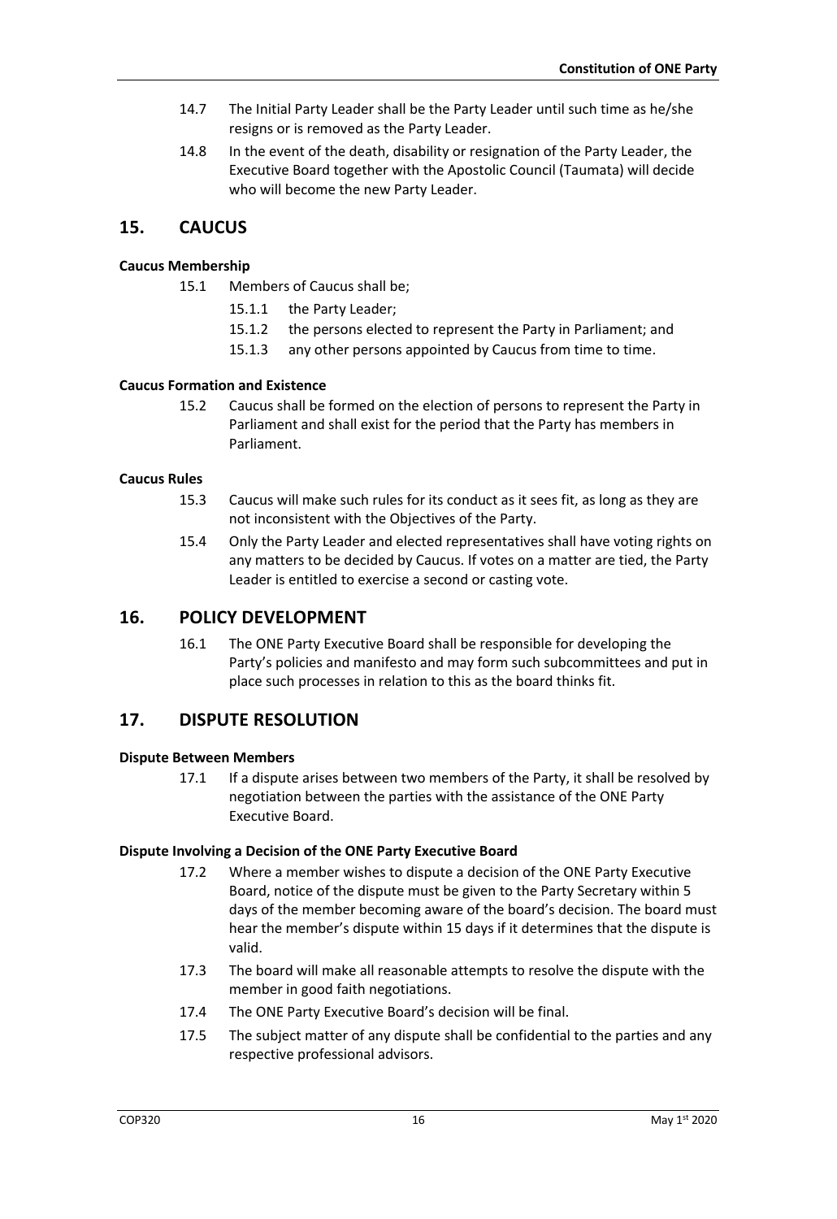14.7 The Initial Party Leader shall be the Party Leader until such time as he/she resigns or is removed as the Party Leader.

14.8 In the event of the death, disability or resignation of the Party Leader, the Executive Board together with the Apostolic Council (Taumata) will decide who will become the new Party Leader.

## 15. CAUCUS

**Caucus Membership**

15.1 Members of Caucus shall be;

15.1.1 the Party Leader;

15.1.2 the persons elected to represent the Party in Parliament; and

15.1.3 any other persons appointed by Caucus from time to time.

**Caucus Formation and Existence**

15.2 Caucus shall be formed on the election of persons to represent the Party in Parliament and shall exist for the period that the Party has members in Parliament.

**Caucus Rules**

15.3 Caucus will make such rules for its conduct as it sees fit, as long as they are not inconsistent with the Objectives of the Party.

15.4 Only the Party Leader and elected representatives shall have voting rights on any matters to be decided by Caucus. If votes on a matter are tied, the Party Leader is entitled to exercise a second or casting vote.

## 16. POLICY DEVELOPMENT

16.1 The ONE Party Executive Board shall be responsible for developing the Party's policies and manifesto and may form such subcommittees and put in place such processes in relation to this as the board thinks fit.

## 17. DISPUTE RESOLUTION

**Dispute Between Members**

17.1 If a dispute arises between two members of the Party, it shall be resolved by negotiation between the parties with the assistance of the ONE Party Executive Board.

**Dispute Involving a Decision of the ONE Party Executive Board**

17.2 Where a member wishes to dispute a decision of the ONE Party Executive Board, notice of the dispute must be given to the Party Secretary within 5 days of the member becoming aware of the board's decision. The board must hear the member's dispute within 15 days if it determines that the dispute is valid.

17.3 The board will make all reasonable attempts to resolve the dispute with the member in good faith negotiations.

17.4 The ONE Party Executive Board's decision will be final.

17.5 The subject matter of any dispute shall be confidential to the parties and any respective professional advisors.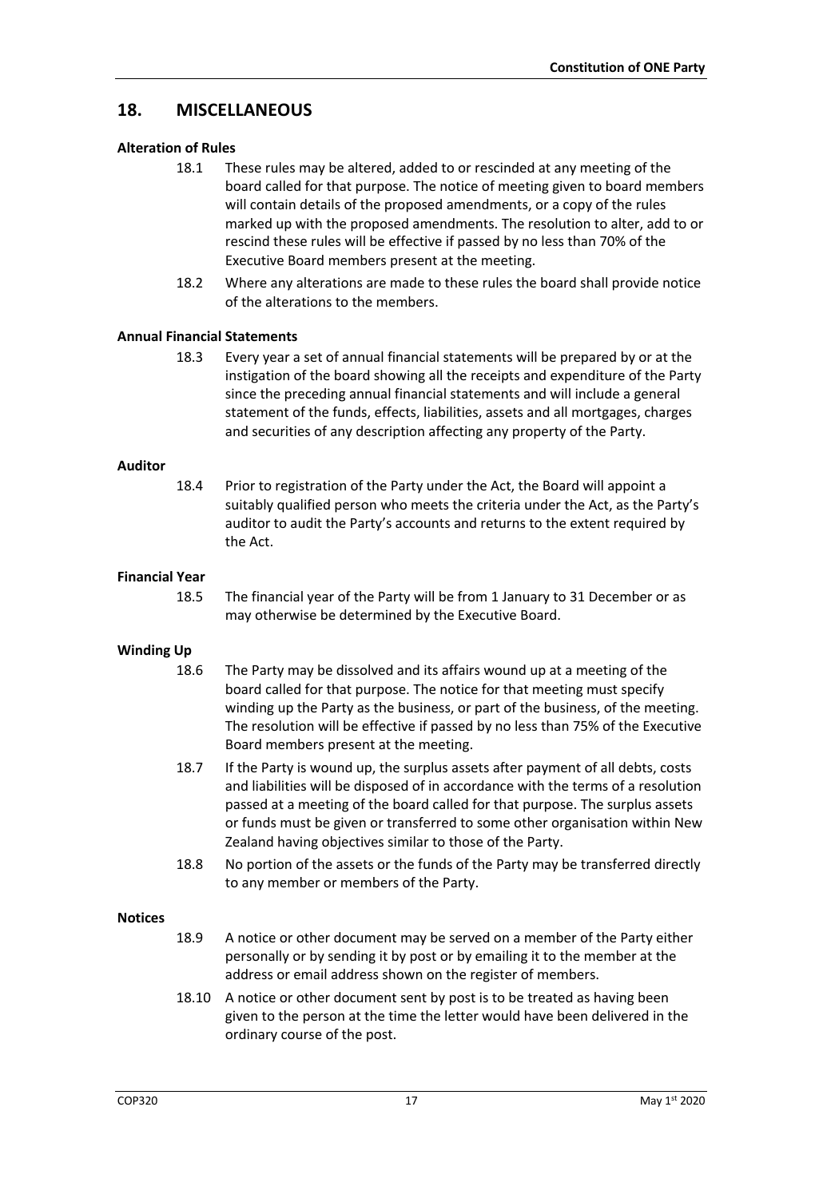## 18. MISCELLANEOUS

**Alteration of Rules**

18.1 These rules may be altered, added to or rescinded at any meeting of the board called for that purpose. The notice of meeting given to board members will contain details of the proposed amendments, or a copy of the rules marked up with the proposed amendments. The resolution to alter, add to or rescind these rules will be effective if passed by no less than 70% of the Executive Board members present at the meeting.

18.2 Where any alterations are made to these rules the board shall provide notice of the alterations to the members.

**Annual Financial Statements**

18.3 Every year a set of annual financial statements will be prepared by or at the instigation of the board showing all the receipts and expenditure of the Party since the preceding annual financial statements and will include a general statement of the funds, effects, liabilities, assets and all mortgages, charges and securities of any description affecting any property of the Party.

**Auditor**

18.4 Prior to registration of the Party under the Act, the Board will appoint a suitably qualified person who meets the criteria under the Act, as the Party's auditor to audit the Party's accounts and returns to the extent required by the Act.

**Financial Year**

18.5 The financial year of the Party will be from 1 January to 31 December or as may otherwise be determined by the Executive Board.

**Winding Up**

18.6 The Party may be dissolved and its affairs wound up at a meeting of the board called for that purpose. The notice for that meeting must specify winding up the Party as the business, or part of the business, of the meeting. The resolution will be effective if passed by no less than 75% of the Executive Board members present at the meeting.

18.7 If the Party is wound up, the surplus assets after payment of all debts, costs and liabilities will be disposed of in accordance with the terms of a resolution passed at a meeting of the board called for that purpose. The surplus assets or funds must be given or transferred to some other organisation within New Zealand having objectives similar to those of the Party.

18.8 No portion of the assets or the funds of the Party may be transferred directly to any member or members of the Party.

**Notices**

18.9 A notice or other document may be served on a member of the Party either personally or by sending it by post or by emailing it to the member at the address or email address shown on the register of members.

18.10 A notice or other document sent by post is to be treated as having been given to the person at the time the letter would have been delivered in the ordinary course of the post.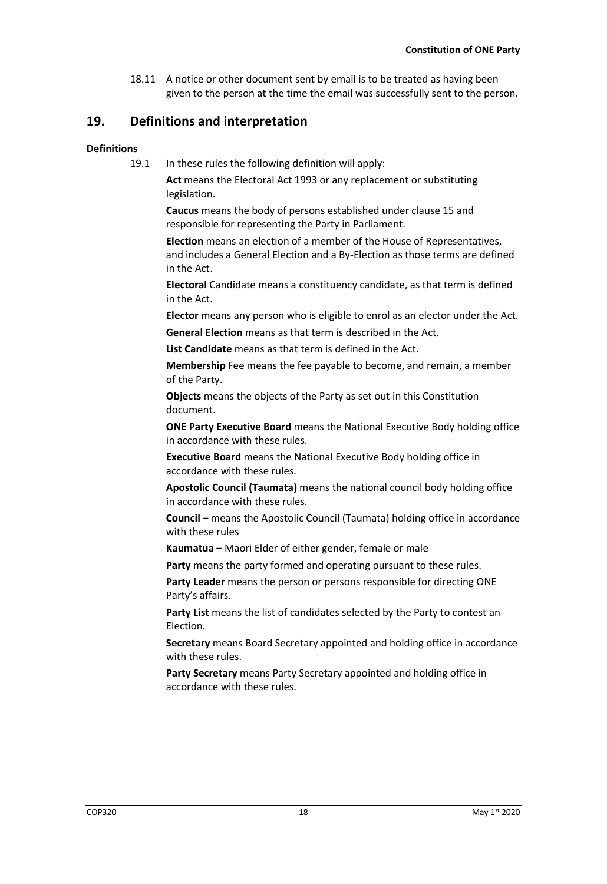18.11 A notice or other document sent by email is to be treated as having been given to the person at the time the email was successfully sent to the person.

## 19. Definitions and interpretation

### Definitions

19.1 In these rules the following definition will apply:

**Act** means the Electoral Act 1993 or any replacement or substituting legislation.

**Caucus** means the body of persons established under clause 15 and responsible for representing the Party in Parliament.

**Election** means an election of a member of the House of Representatives, and includes a General Election and a By-Election as those terms are defined in the Act.

**Electoral** Candidate means a constituency candidate, as that term is defined in the Act.

**Elector** means any person who is eligible to enrol as an elector under the Act.

**General Election** means as that term is described in the Act.

**List Candidate** means as that term is defined in the Act.

**Membership** Fee means the fee payable to become, and remain, a member of the Party.

**Objects** means the objects of the Party as set out in this Constitution document.

**ONE Party Executive Board** means the National Executive Body holding office in accordance with these rules.

**Executive Board** means the National Executive Body holding office in accordance with these rules.

**Apostolic Council (Taumata)** means the national council body holding office in accordance with these rules.

**Council –** means the Apostolic Council (Taumata) holding office in accordance with these rules

**Kaumatua –** Maori Elder of either gender, female or male

**Party** means the party formed and operating pursuant to these rules.

**Party Leader** means the person or persons responsible for directing ONE Party's affairs.

**Party List** means the list of candidates selected by the Party to contest an Election.

**Secretary** means Board Secretary appointed and holding office in accordance with these rules.

**Party Secretary** means Party Secretary appointed and holding office in accordance with these rules.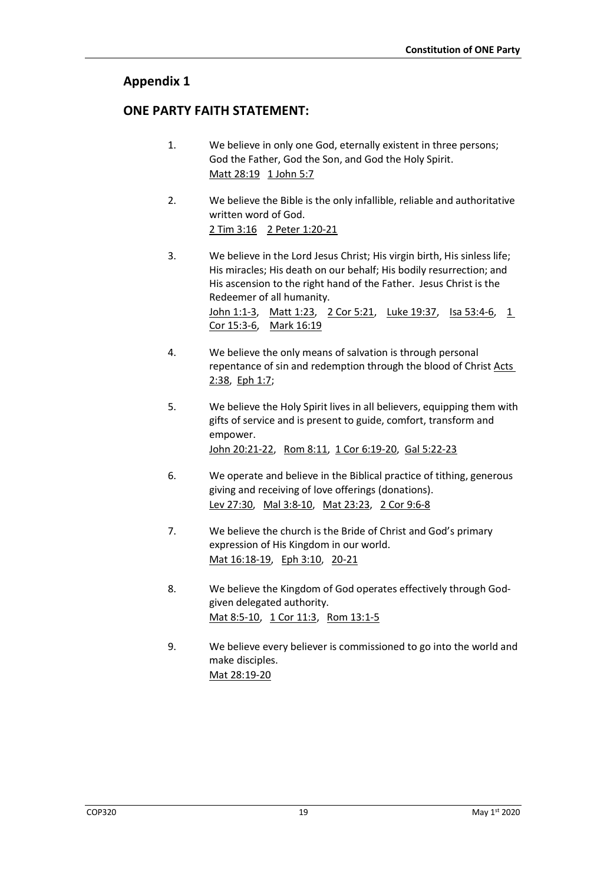## Appendix 1

## ONE PARTY FAITH STATEMENT:

1. We believe in only one God, eternally existent in three persons; God the Father, God the Son, and God the Holy Spirit.
   Matt 28:19 1 John 5:7

2. We believe the Bible is the only infallible, reliable and authoritative written word of God.
   2 Tim 3:16 2 Peter 1:20-21

3. We believe in the Lord Jesus Christ; His virgin birth, His sinless life; His miracles; His death on our behalf; His bodily resurrection; and His ascension to the right hand of the Father. Jesus Christ is the Redeemer of all humanity.
   John 1:1-3, Matt 1:23, 2 Cor 5:21, Luke 19:37, Isa 53:4-6, 1 Cor 15:3-6, Mark 16:19

4. We believe the only means of salvation is through personal repentance of sin and redemption through the blood of Christ Acts 2:38, Eph 1:7;

5. We believe the Holy Spirit lives in all believers, equipping them with gifts of service and is present to guide, comfort, transform and empower.
   John 20:21-22, Rom 8:11, 1 Cor 6:19-20, Gal 5:22-23

6. We operate and believe in the Biblical practice of tithing, generous giving and receiving of love offerings (donations).
   Lev 27:30, Mal 3:8-10, Mat 23:23, 2 Cor 9:6-8

7. We believe the church is the Bride of Christ and God's primary expression of His Kingdom in our world.
   Mat 16:18-19, Eph 3:10, 20-21

8. We believe the Kingdom of God operates effectively through God-given delegated authority.
   Mat 8:5-10, 1 Cor 11:3, Rom 13:1-5

9. We believe every believer is commissioned to go into the world and make disciples.
   Mat 28:19-20